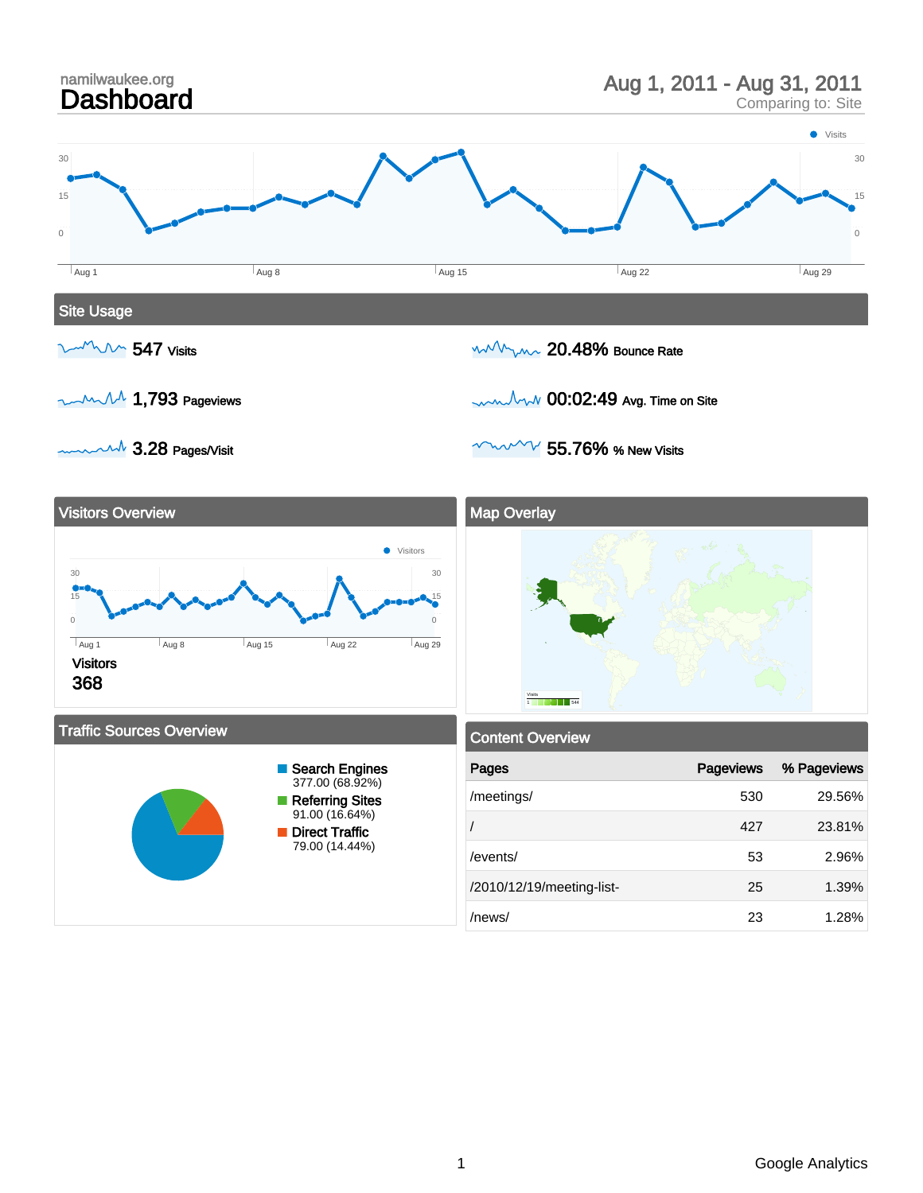namilwaukee.org

# Dashboard

Aug 1, 2011 - Aug 31, 2011
Comparing to: Site

## Site Usage

- **547** Visits
- **1,793** Pageviews
- **3.28** Pages/Visit
- **20.48%** Bounce Rate
- **00:02:49** Avg. Time on Site
- **55.76%** % New Visits

## Visitors Overview

Visitors
368

## Map Overlay

## Traffic Sources Overview

- Search Engines: 377.00 (68.92%)
- Referring Sites: 91.00 (16.64%)
- Direct Traffic: 79.00 (14.44%)

## Content Overview

| Pages | Pageviews | % Pageviews |
| --- | --- | --- |
| /meetings/ | 530 | 29.56% |
| / | 427 | 23.81% |
| /events/ | 53 | 2.96% |
| /2010/12/19/meeting-list- | 25 | 1.39% |
| /news/ | 23 | 1.28% |

Google Analytics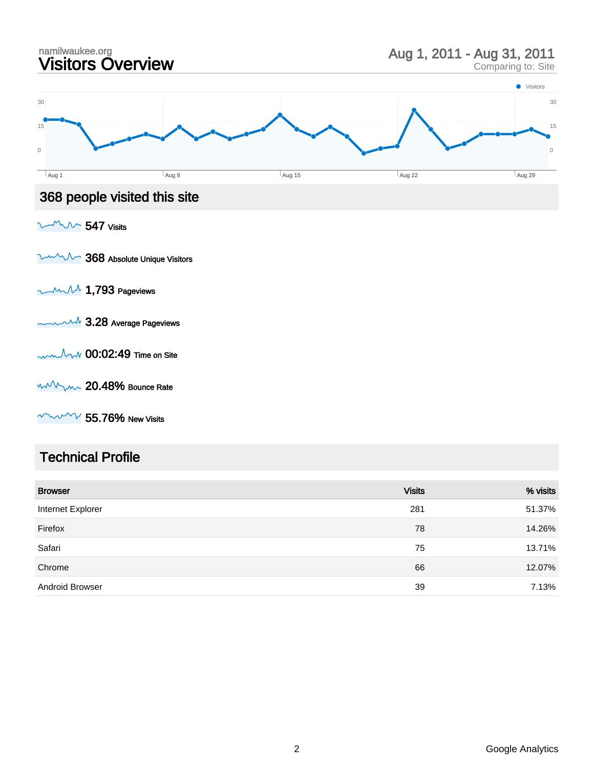namilwaukee.org

# Visitors Overview

Aug 1, 2011 - Aug 31, 2011
Comparing to: Site

## 368 people visited this site

547 Visits

368 Absolute Unique Visitors

1,793 Pageviews

3.28 Average Pageviews

00:02:49 Time on Site

20.48% Bounce Rate

55.76% New Visits

## Technical Profile

| Browser | Visits | % visits |
|---|---|---|
| Internet Explorer | 281 | 51.37% |
| Firefox | 78 | 14.26% |
| Safari | 75 | 13.71% |
| Chrome | 66 | 12.07% |
| Android Browser | 39 | 7.13% |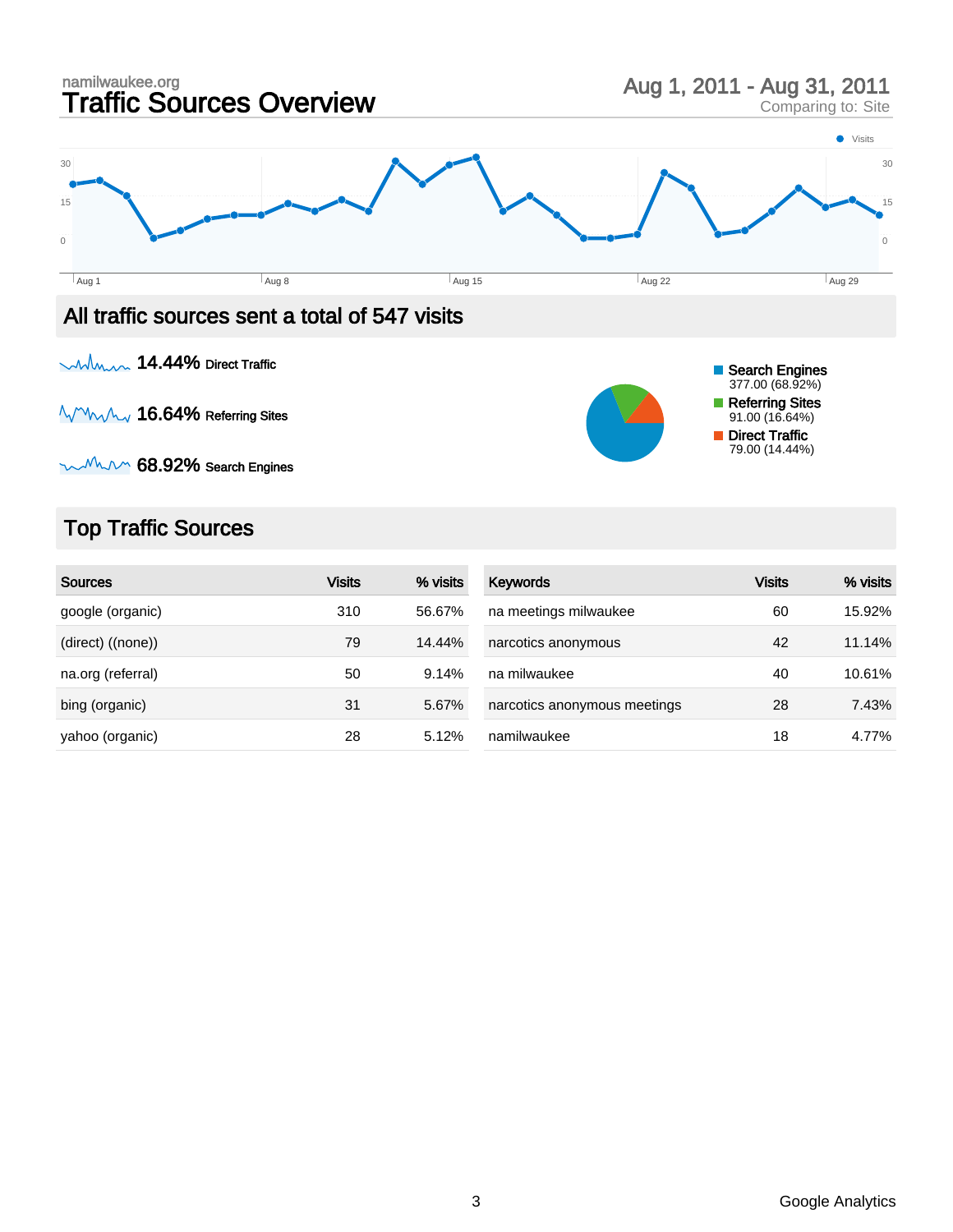namilwaukee.org

# Traffic Sources Overview

Aug 1, 2011 - Aug 31, 2011
Comparing to: Site

## All traffic sources sent a total of 547 visits

**14.44%** Direct Traffic

**16.64%** Referring Sites

**68.92%** Search Engines

- Search Engines: 377.00 (68.92%)
- Referring Sites: 91.00 (16.64%)
- Direct Traffic: 79.00 (14.44%)

## Top Traffic Sources

| Sources | Visits | % visits |
|---|---|---|
| google (organic) | 310 | 56.67% |
| (direct) ((none)) | 79 | 14.44% |
| na.org (referral) | 50 | 9.14% |
| bing (organic) | 31 | 5.67% |
| yahoo (organic) | 28 | 5.12% |

| Keywords | Visits | % visits |
|---|---|---|
| na meetings milwaukee | 60 | 15.92% |
| narcotics anonymous | 42 | 11.14% |
| na milwaukee | 40 | 10.61% |
| narcotics anonymous meetings | 28 | 7.43% |
| namilwaukee | 18 | 4.77% |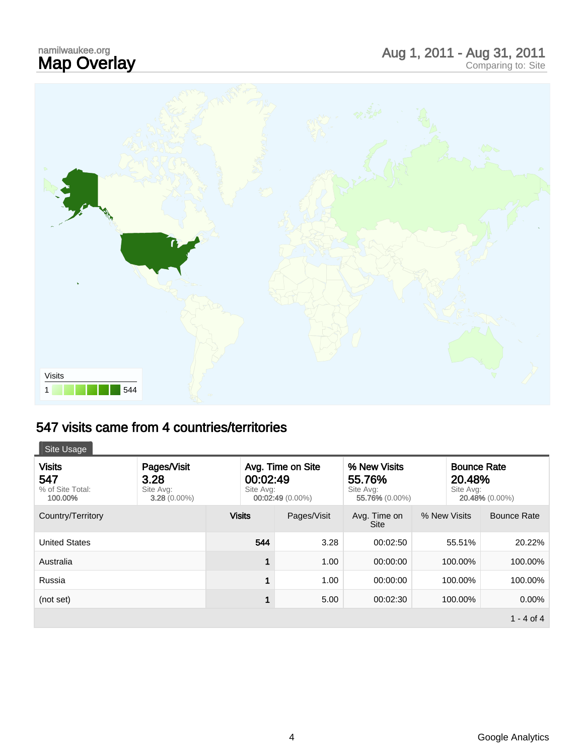namilwaukee.org

# Map Overlay

Aug 1, 2011 - Aug 31, 2011
Comparing to: Site

Visits
1 544

## 547 visits came from 4 countries/territories

Site Usage

| Visits | Pages/Visit | Avg. Time on Site | % New Visits | Bounce Rate |
|---|---|---|---|---|
| **547** | **3.28** | **00:02:49** | **55.76%** | **20.48%** |
| % of Site Total: **100.00%** | Site Avg: **3.28** (0.00%) | Site Avg: **00:02:49** (0.00%) | Site Avg: **55.76%** (0.00%) | Site Avg: **20.48%** (0.00%) |

| Country/Territory | Visits | Pages/Visit | Avg. Time on Site | % New Visits | Bounce Rate |
|---|---|---|---|---|---|
| United States | 544 | 3.28 | 00:02:50 | 55.51% | 20.22% |
| Australia | 1 | 1.00 | 00:00:00 | 100.00% | 100.00% |
| Russia | 1 | 1.00 | 00:00:00 | 100.00% | 100.00% |
| (not set) | 1 | 5.00 | 00:02:30 | 100.00% | 0.00% |

1 - 4 of 4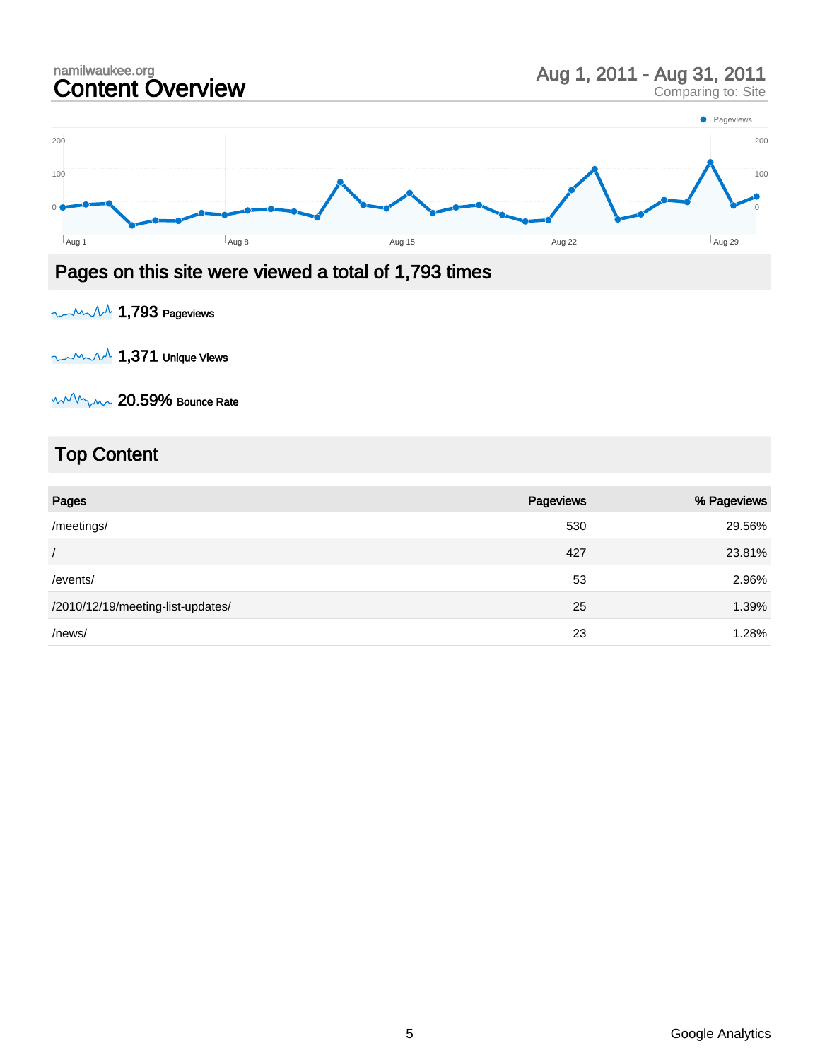namilwaukee.org

# Content Overview

Aug 1, 2011 - Aug 31, 2011
Comparing to: Site

Pageviews

200
100
0

200
100
0

Aug 1
Aug 8
Aug 15
Aug 22
Aug 29

## Pages on this site were viewed a total of 1,793 times

**1,793** Pageviews

**1,371** Unique Views

**20.59%** Bounce Rate

## Top Content

| Pages | Pageviews | % Pageviews |
|---|---|---|
| /meetings/ | 530 | 29.56% |
| / | 427 | 23.81% |
| /events/ | 53 | 2.96% |
| /2010/12/19/meeting-list-updates/ | 25 | 1.39% |
| /news/ | 23 | 1.28% |

Google Analytics